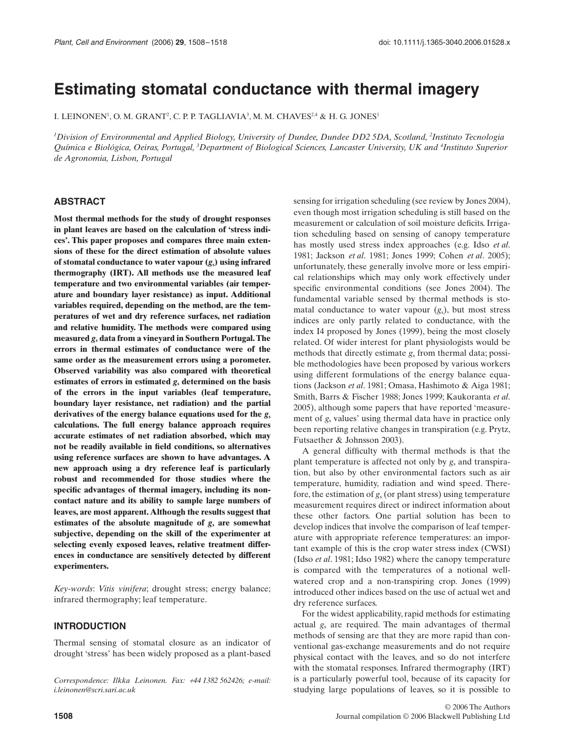# Estimating stomatal conductance with thermal imagery

I. LEINONEN[1], O. M. GRANT[2], C. P. P. TAGLIAVIA[3], M. M. CHAVES[2,4] & H. G. JONES[1]

[1]*Division of Environmental and Applied Biology, University of Dundee, Dundee DD2 5DA, Scotland,* [2]*Instituto Tecnologia Química e Biológica, Oeiras, Portugal,* [3]*Department of Biological Sciences, Lancaster University, UK and* [4]*Instituto Superior de Agronomia, Lisbon, Portugal*

## ABSTRACT

**Most thermal methods for the study of drought responses in plant leaves are based on the calculation of 'stress indices'. This paper proposes and compares three main extensions of these for the direct estimation of absolute values of stomatal conductance to water vapour ($g_s$) using infrared thermography (IRT). All methods use the measured leaf temperature and two environmental variables (air temperature and boundary layer resistance) as input. Additional variables required, depending on the method, are the temperatures of wet and dry reference surfaces, net radiation and relative humidity. The methods were compared using measured $g_s$ data from a vineyard in Southern Portugal. The errors in thermal estimates of conductance were of the same order as the measurement errors using a porometer. Observed variability was also compared with theoretical estimates of errors in estimated $g_s$ determined on the basis of the errors in the input variables (leaf temperature, boundary layer resistance, net radiation) and the partial derivatives of the energy balance equations used for the $g_s$ calculations. The full energy balance approach requires accurate estimates of net radiation absorbed, which may not be readily available in field conditions, so alternatives using reference surfaces are shown to have advantages. A new approach using a dry reference leaf is particularly robust and recommended for those studies where the specific advantages of thermal imagery, including its non-contact nature and its ability to sample large numbers of leaves, are most apparent. Although the results suggest that estimates of the absolute magnitude of $g_s$ are somewhat subjective, depending on the skill of the experimenter at selecting evenly exposed leaves, relative treatment differences in conductance are sensitively detected by different experimenters.**

*Key-words*: *Vitis vinifera*; drought stress; energy balance; infrared thermography; leaf temperature.

## INTRODUCTION

Thermal sensing of stomatal closure as an indicator of drought 'stress' has been widely proposed as a plant-based sensing for irrigation scheduling (see review by Jones 2004), even though most irrigation scheduling is still based on the measurement or calculation of soil moisture deficits. Irrigation scheduling based on sensing of canopy temperature has mostly used stress index approaches (e.g. Idso *et al*. 1981; Jackson *et al*. 1981; Jones 1999; Cohen *et al*. 2005); unfortunately, these generally involve more or less empirical relationships which may only work effectively under specific environmental conditions (see Jones 2004). The fundamental variable sensed by thermal methods is stomatal conductance to water vapour ($g_s$), but most stress indices are only partly related to conductance, with the index I4 proposed by Jones (1999), being the most closely related. Of wider interest for plant physiologists would be methods that directly estimate $g_s$ from thermal data; possible methodologies have been proposed by various workers using different formulations of the energy balance equations (Jackson *et al*. 1981; Omasa, Hashimoto & Aiga 1981; Smith, Barrs & Fischer 1988; Jones 1999; Kaukoranta *et al*. 2005), although some papers that have reported 'measurement of $g_s$ values' using thermal data have in practice only been reporting relative changes in transpiration (e.g. Prytz, Futsaether & Johnsson 2003).

A general difficulty with thermal methods is that the plant temperature is affected not only by $g_s$ and transpiration, but also by other environmental factors such as air temperature, humidity, radiation and wind speed. Therefore, the estimation of $g_s$ (or plant stress) using temperature measurement requires direct or indirect information about these other factors. One partial solution has been to develop indices that involve the comparison of leaf temperature with appropriate reference temperatures: an important example of this is the crop water stress index (CWSI) (Idso *et al*. 1981; Idso 1982) where the canopy temperature is compared with the temperatures of a notional well-watered crop and a non-transpiring crop. Jones (1999) introduced other indices based on the use of actual wet and dry reference surfaces.

For the widest applicability, rapid methods for estimating actual $g_s$ are required. The main advantages of thermal methods of sensing are that they are more rapid than conventional gas-exchange measurements and do not require physical contact with the leaves, and so do not interfere with the stomatal responses. Infrared thermography (IRT) is a particularly powerful tool, because of its capacity for studying large populations of leaves, so it is possible to

Correspondence: Ilkka Leinonen. Fax: +44 1382 562426; e-mail: i.leinonen@scri.sari.ac.uk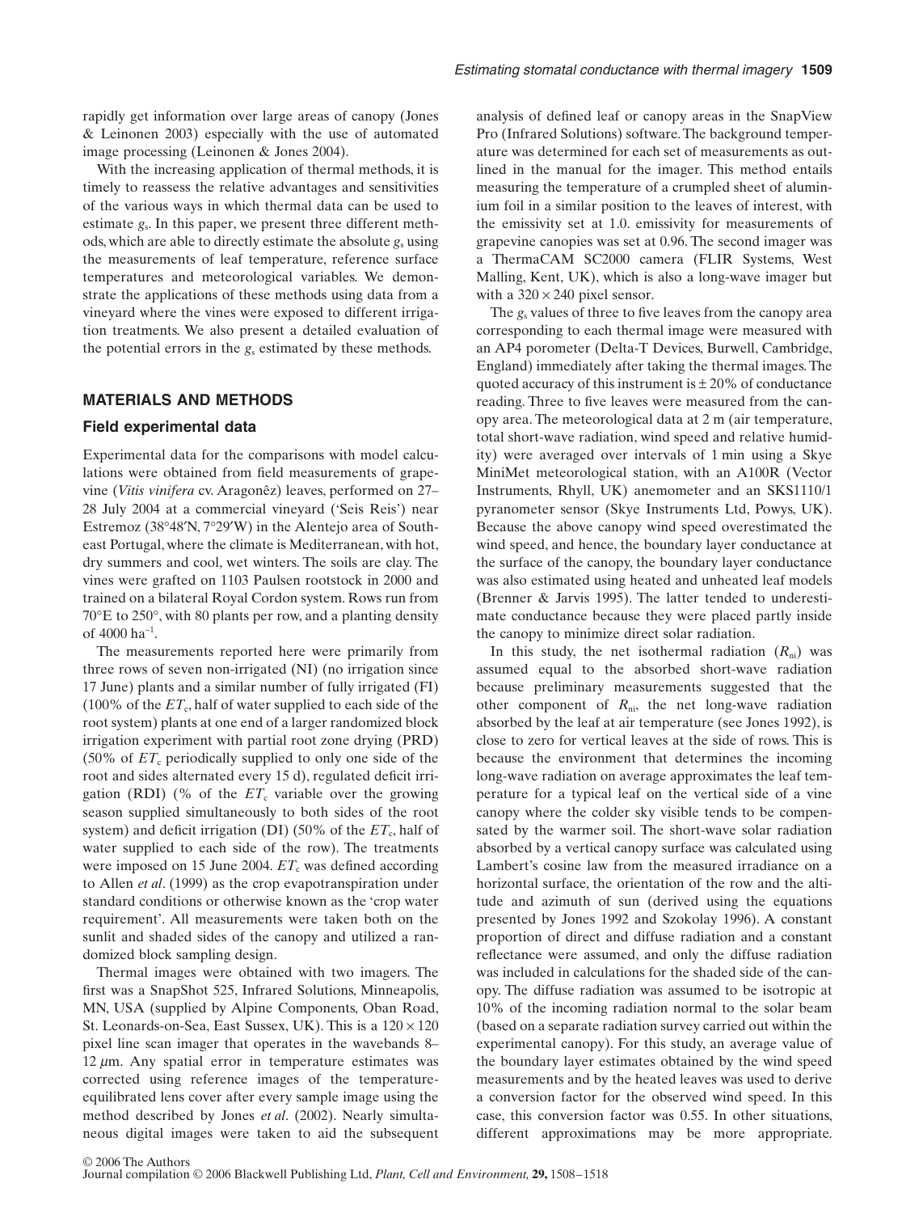rapidly get information over large areas of canopy (Jones & Leinonen 2003) especially with the use of automated image processing (Leinonen & Jones 2004).

With the increasing application of thermal methods, it is timely to reassess the relative advantages and sensitivities of the various ways in which thermal data can be used to estimate $g_s$. In this paper, we present three different methods, which are able to directly estimate the absolute $g_s$ using the measurements of leaf temperature, reference surface temperatures and meteorological variables. We demonstrate the applications of these methods using data from a vineyard where the vines were exposed to different irrigation treatments. We also present a detailed evaluation of the potential errors in the $g_s$ estimated by these methods.

## MATERIALS AND METHODS

### Field experimental data

Experimental data for the comparisons with model calculations were obtained from field measurements of grapevine (*Vitis vinifera* cv. Aragonêz) leaves, performed on 27–28 July 2004 at a commercial vineyard ('Seis Reis') near Estremoz (38°48′N, 7°29′W) in the Alentejo area of Southeast Portugal, where the climate is Mediterranean, with hot, dry summers and cool, wet winters. The soils are clay. The vines were grafted on 1103 Paulsen rootstock in 2000 and trained on a bilateral Royal Cordon system. Rows run from 70°E to 250°, with 80 plants per row, and a planting density of 4000 $ha^{-1}$.

The measurements reported here were primarily from three rows of seven non-irrigated (NI) (no irrigation since 17 June) plants and a similar number of fully irrigated (FI) (100% of the $ET_c$, half of water supplied to each side of the root system) plants at one end of a larger randomized block irrigation experiment with partial root zone drying (PRD) (50% of $ET_c$ periodically supplied to only one side of the root and sides alternated every 15 d), regulated deficit irrigation (RDI) (% of the $ET_c$ variable over the growing season supplied simultaneously to both sides of the root system) and deficit irrigation (DI) (50% of the $ET_c$, half of water supplied to each side of the row). The treatments were imposed on 15 June 2004. $ET_c$ was defined according to Allen *et al*. (1999) as the crop evapotranspiration under standard conditions or otherwise known as the 'crop water requirement'. All measurements were taken both on the sunlit and shaded sides of the canopy and utilized a randomized block sampling design.

Thermal images were obtained with two imagers. The first was a SnapShot 525, Infrared Solutions, Minneapolis, MN, USA (supplied by Alpine Components, Oban Road, St. Leonards-on-Sea, East Sussex, UK). This is a $120 \times 120$ pixel line scan imager that operates in the wavebands 8–12 $\mu$m. Any spatial error in temperature estimates was corrected using reference images of the temperature-equilibrated lens cover after every sample image using the method described by Jones *et al*. (2002). Nearly simultaneous digital images were taken to aid the subsequent analysis of defined leaf or canopy areas in the SnapView Pro (Infrared Solutions) software. The background temperature was determined for each set of measurements as outlined in the manual for the imager. This method entails measuring the temperature of a crumpled sheet of aluminium foil in a similar position to the leaves of interest, with the emissivity set at 1.0. emissivity for measurements of grapevine canopies was set at 0.96. The second imager was a ThermaCAM SC2000 camera (FLIR Systems, West Malling, Kent, UK), which is also a long-wave imager but with a $320 \times 240$ pixel sensor.

The $g_s$ values of three to five leaves from the canopy area corresponding to each thermal image were measured with an AP4 porometer (Delta-T Devices, Burwell, Cambridge, England) immediately after taking the thermal images. The quoted accuracy of this instrument is ± 20% of conductance reading. Three to five leaves were measured from the canopy area. The meteorological data at 2 m (air temperature, total short-wave radiation, wind speed and relative humidity) were averaged over intervals of 1 min using a Skye MiniMet meteorological station, with an A100R (Vector Instruments, Rhyll, UK) anemometer and an SKS1110/1 pyranometer sensor (Skye Instruments Ltd, Powys, UK). Because the above canopy wind speed overestimated the wind speed, and hence, the boundary layer conductance at the surface of the canopy, the boundary layer conductance was also estimated using heated and unheated leaf models (Brenner & Jarvis 1995). The latter tended to underestimate conductance because they were placed partly inside the canopy to minimize direct solar radiation.

In this study, the net isothermal radiation ($R_{ni}$) was assumed equal to the absorbed short-wave radiation because preliminary measurements suggested that the other component of $R_{ni}$, the net long-wave radiation absorbed by the leaf at air temperature (see Jones 1992), is close to zero for vertical leaves at the side of rows. This is because the environment that determines the incoming long-wave radiation on average approximates the leaf temperature for a typical leaf on the vertical side of a vine canopy where the colder sky visible tends to be compensated by the warmer soil. The short-wave solar radiation absorbed by a vertical canopy surface was calculated using Lambert's cosine law from the measured irradiance on a horizontal surface, the orientation of the row and the altitude and azimuth of sun (derived using the equations presented by Jones 1992 and Szokolay 1996). A constant proportion of direct and diffuse radiation and a constant reflectance were assumed, and only the diffuse radiation was included in calculations for the shaded side of the canopy. The diffuse radiation was assumed to be isotropic at 10% of the incoming radiation normal to the solar beam (based on a separate radiation survey carried out within the experimental canopy). For this study, an average value of the boundary layer estimates obtained by the wind speed measurements and by the heated leaves was used to derive a conversion factor for the observed wind speed. In this case, this conversion factor was 0.55. In other situations, different approximations may be more appropriate.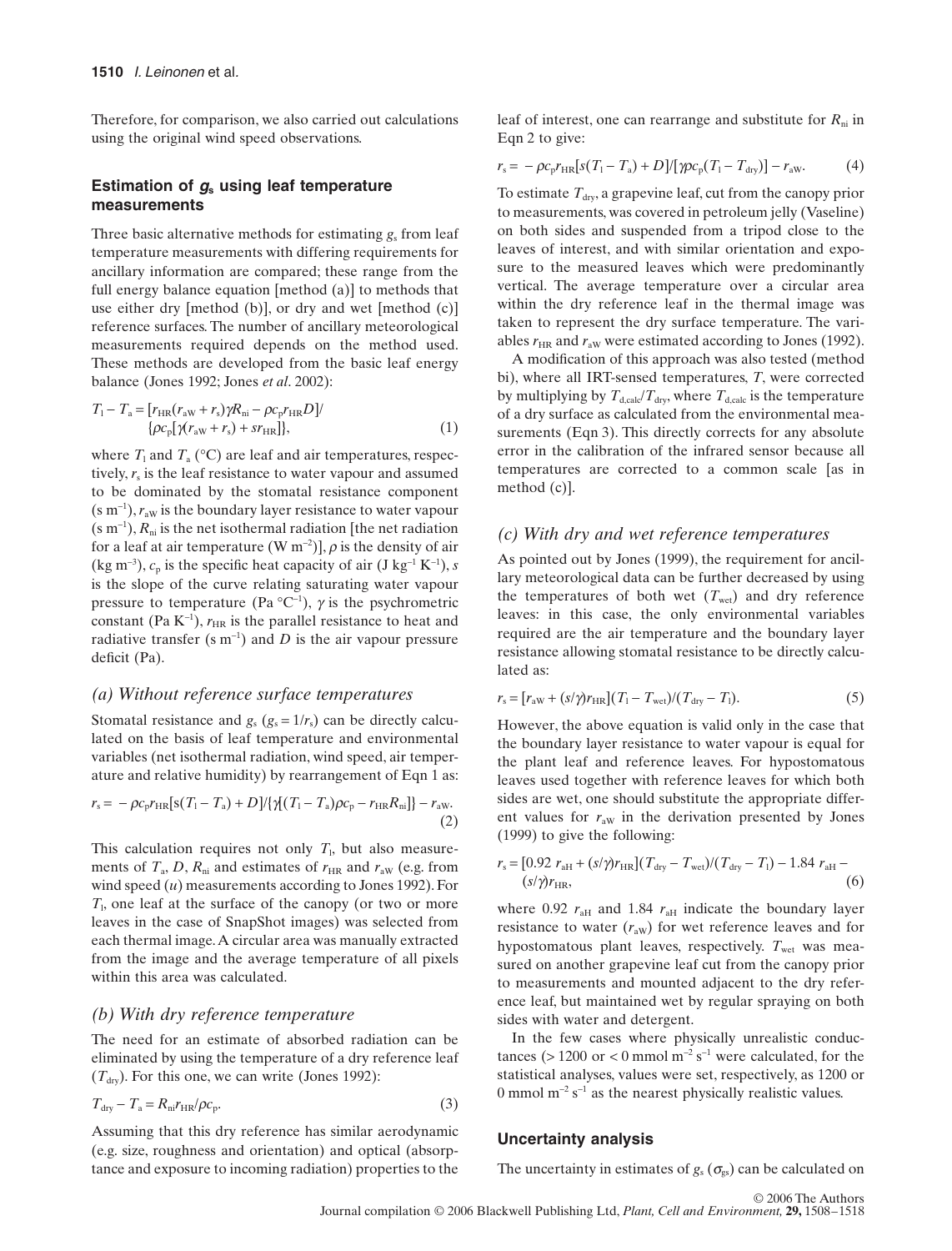Therefore, for comparison, we also carried out calculations using the original wind speed observations.

### Estimation of $g_s$ using leaf temperature measurements

Three basic alternative methods for estimating $g_s$ from leaf temperature measurements with differing requirements for ancillary information are compared; these range from the full energy balance equation [method (a)] to methods that use either dry [method (b)], or dry and wet [method (c)] reference surfaces. The number of ancillary meteorological measurements required depends on the method used. These methods are developed from the basic leaf energy balance (Jones 1992; Jones *et al*. 2002):

$$T_l - T_a = [r_{HR}(r_{aW} + r_s)\gamma R_{ni} - \rho c_p r_{HR} D] / \{\rho c_p[\gamma(r_{aW} + r_s) + s r_{HR}]\}, \quad (1)$$

where $T_l$ and $T_a$ (°C) are leaf and air temperatures, respectively, $r_s$ is the leaf resistance to water vapour and assumed to be dominated by the stomatal resistance component (s m$^{-1}$), $r_{aW}$ is the boundary layer resistance to water vapour (s m$^{-1}$), $R_{ni}$ is the net isothermal radiation [the net radiation for a leaf at air temperature (W m$^{-2}$)], $\rho$ is the density of air (kg m$^{-3}$), $c_p$ is the specific heat capacity of air (J kg$^{-1}$ K$^{-1}$), $s$ is the slope of the curve relating saturating water vapour pressure to temperature (Pa °C$^{-1}$), $\gamma$ is the psychrometric constant (Pa K$^{-1}$), $r_{HR}$ is the parallel resistance to heat and radiative transfer (s m$^{-1}$) and $D$ is the air vapour pressure deficit (Pa).

#### *(a) Without reference surface temperatures*

Stomatal resistance and $g_s$ ($g_s = 1/r_s$) can be directly calculated on the basis of leaf temperature and environmental variables (net isothermal radiation, wind speed, air temperature and relative humidity) by rearrangement of Eqn 1 as:

$$r_s = -\rho c_p r_{HR}[s(T_l - T_a) + D] / \{\gamma[(T_l - T_a)\rho c_p - r_{HR} R_{ni}]\} - r_{aW}. \quad (2)$$

This calculation requires not only $T_l$, but also measurements of $T_a$, $D$, $R_{ni}$ and estimates of $r_{HR}$ and $r_{aW}$ (e.g. from wind speed ($u$) measurements according to Jones 1992). For $T_l$, one leaf at the surface of the canopy (or two or more leaves in the case of SnapShot images) was selected from each thermal image. A circular area was manually extracted from the image and the average temperature of all pixels within this area was calculated.

#### *(b) With dry reference temperature*

The need for an estimate of absorbed radiation can be eliminated by using the temperature of a dry reference leaf ($T_{dry}$). For this one, we can write (Jones 1992):

$$T_{dry} - T_a = R_{ni} r_{HR} / \rho c_p. \quad (3)$$

Assuming that this dry reference has similar aerodynamic (e.g. size, roughness and orientation) and optical (absorptance and exposure to incoming radiation) properties to the leaf of interest, one can rearrange and substitute for $R_{ni}$ in Eqn 2 to give:

$$r_s = -\rho c_p r_{HR}[s(T_l - T_a) + D] / [\gamma \rho c_p (T_l - T_{dry})] - r_{aW}. \quad (4)$$

To estimate $T_{dry}$, a grapevine leaf, cut from the canopy prior to measurements, was covered in petroleum jelly (Vaseline) on both sides and suspended from a tripod close to the leaves of interest, and with similar orientation and exposure to the measured leaves which were predominantly vertical. The average temperature over a circular area within the dry reference leaf in the thermal image was taken to represent the dry surface temperature. The variables $r_{HR}$ and $r_{aW}$ were estimated according to Jones (1992).

A modification of this approach was also tested (method bi), where all IRT-sensed temperatures, $T$, were corrected by multiplying by $T_{d,calc}/T_{dry}$, where $T_{d,calc}$ is the temperature of a dry surface as calculated from the environmental measurements (Eqn 3). This directly corrects for any absolute error in the calibration of the infrared sensor because all temperatures are corrected to a common scale [as in method (c)].

#### *(c) With dry and wet reference temperatures*

As pointed out by Jones (1999), the requirement for ancillary meteorological data can be further decreased by using the temperatures of both wet ($T_{wet}$) and dry reference leaves: in this case, the only environmental variables required are the air temperature and the boundary layer resistance allowing stomatal resistance to be directly calculated as:

$$r_s = [r_{aW} + (s/\gamma)r_{HR}](T_l - T_{wet})/(T_{dry} - T_l). \quad (5)$$

However, the above equation is valid only in the case that the boundary layer resistance to water vapour is equal for the plant leaf and reference leaves. For hypostomatous leaves used together with reference leaves for which both sides are wet, one should substitute the appropriate different values for $r_{aW}$ in the derivation presented by Jones (1999) to give the following:

$$r_s = [0.92\, r_{aH} + (s/\gamma)r_{HR}](T_{dry} - T_{wet})/(T_{dry} - T_l) - 1.84\, r_{aH} - (s/\gamma)r_{HR}, \quad (6)$$

where $0.92\, r_{aH}$ and $1.84\, r_{aH}$ indicate the boundary layer resistance to water ($r_{aW}$) for wet reference leaves and for hypostomatous plant leaves, respectively. $T_{wet}$ was measured on another grapevine leaf cut from the canopy prior to measurements and mounted adjacent to the dry reference leaf, but maintained wet by regular spraying on both sides with water and detergent.

In the few cases where physically unrealistic conductances (> 1200 or < 0 mmol m$^{-2}$ s$^{-1}$ were calculated, for the statistical analyses, values were set, respectively, as 1200 or 0 mmol m$^{-2}$ s$^{-1}$ as the nearest physically realistic values.

### Uncertainty analysis

The uncertainty in estimates of $g_s$ ($\sigma_{gs}$) can be calculated on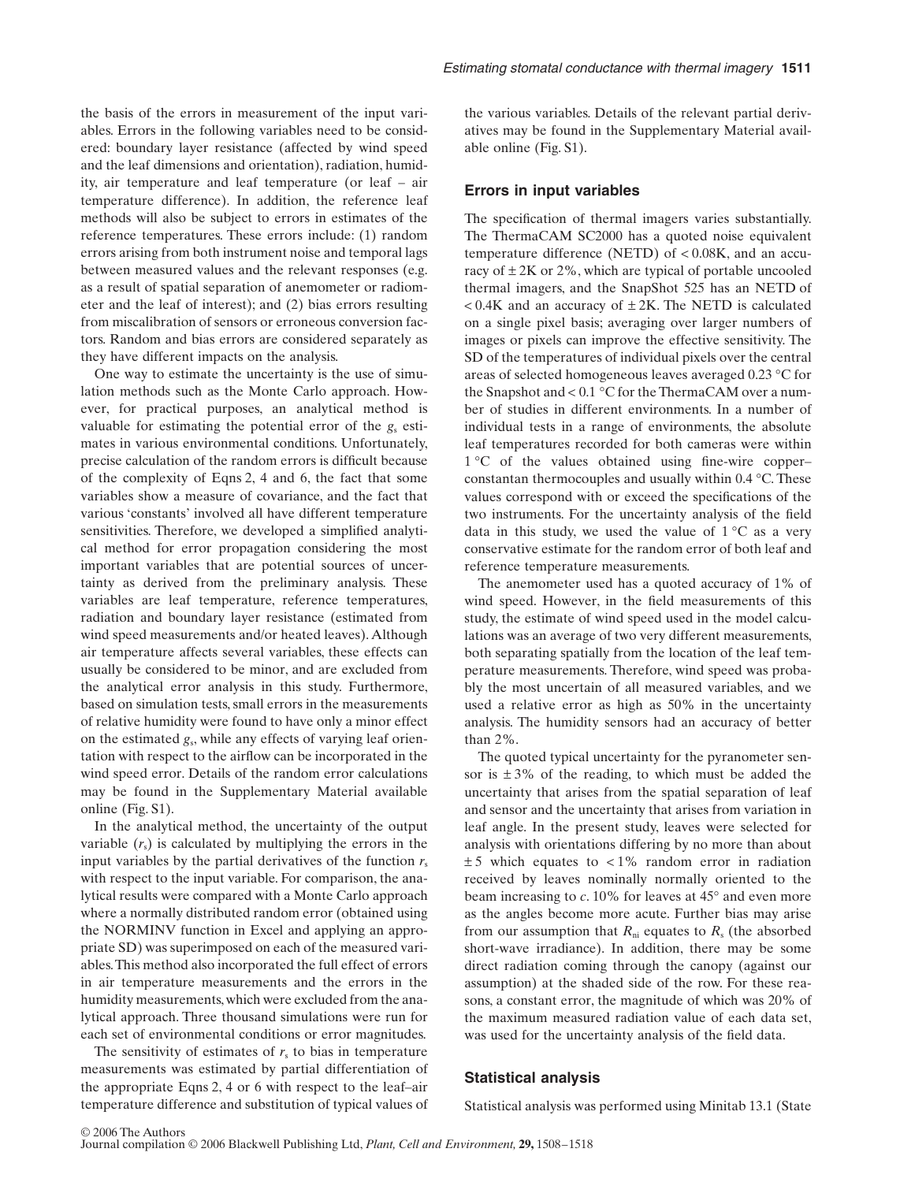the basis of the errors in measurement of the input variables. Errors in the following variables need to be considered: boundary layer resistance (affected by wind speed and the leaf dimensions and orientation), radiation, humidity, air temperature and leaf temperature (or leaf – air temperature difference). In addition, the reference leaf methods will also be subject to errors in estimates of the reference temperatures. These errors include: (1) random errors arising from both instrument noise and temporal lags between measured values and the relevant responses (e.g. as a result of spatial separation of anemometer or radiometer and the leaf of interest); and (2) bias errors resulting from miscalibration of sensors or erroneous conversion factors. Random and bias errors are considered separately as they have different impacts on the analysis.

One way to estimate the uncertainty is the use of simulation methods such as the Monte Carlo approach. However, for practical purposes, an analytical method is valuable for estimating the potential error of the $g_s$ estimates in various environmental conditions. Unfortunately, precise calculation of the random errors is difficult because of the complexity of Eqns 2, 4 and 6, the fact that some variables show a measure of covariance, and the fact that various 'constants' involved all have different temperature sensitivities. Therefore, we developed a simplified analytical method for error propagation considering the most important variables that are potential sources of uncertainty as derived from the preliminary analysis. These variables are leaf temperature, reference temperatures, radiation and boundary layer resistance (estimated from wind speed measurements and/or heated leaves). Although air temperature affects several variables, these effects can usually be considered to be minor, and are excluded from the analytical error analysis in this study. Furthermore, based on simulation tests, small errors in the measurements of relative humidity were found to have only a minor effect on the estimated $g_s$, while any effects of varying leaf orientation with respect to the airflow can be incorporated in the wind speed error. Details of the random error calculations may be found in the Supplementary Material available online (Fig. S1).

In the analytical method, the uncertainty of the output variable ($r_s$) is calculated by multiplying the errors in the input variables by the partial derivatives of the function $r_s$ with respect to the input variable. For comparison, the analytical results were compared with a Monte Carlo approach where a normally distributed random error (obtained using the NORMINV function in Excel and applying an appropriate SD) was superimposed on each of the measured variables. This method also incorporated the full effect of errors in air temperature measurements and the errors in the humidity measurements, which were excluded from the analytical approach. Three thousand simulations were run for each set of environmental conditions or error magnitudes.

The sensitivity of estimates of $r_s$ to bias in temperature measurements was estimated by partial differentiation of the appropriate Eqns 2, 4 or 6 with respect to the leaf–air temperature difference and substitution of typical values of the various variables. Details of the relevant partial derivatives may be found in the Supplementary Material available online (Fig. S1).

## Errors in input variables

The specification of thermal imagers varies substantially. The ThermaCAM SC2000 has a quoted noise equivalent temperature difference (NETD) of < 0.08K, and an accuracy of ± 2K or 2%, which are typical of portable uncooled thermal imagers, and the SnapShot 525 has an NETD of < 0.4K and an accuracy of ± 2K. The NETD is calculated on a single pixel basis; averaging over larger numbers of images or pixels can improve the effective sensitivity. The SD of the temperatures of individual pixels over the central areas of selected homogeneous leaves averaged 0.23 °C for the Snapshot and < 0.1 °C for the ThermaCAM over a number of studies in different environments. In a number of individual tests in a range of environments, the absolute leaf temperatures recorded for both cameras were within 1 °C of the values obtained using fine-wire copper–constantan thermocouples and usually within 0.4 °C. These values correspond with or exceed the specifications of the two instruments. For the uncertainty analysis of the field data in this study, we used the value of 1 °C as a very conservative estimate for the random error of both leaf and reference temperature measurements.

The anemometer used has a quoted accuracy of 1% of wind speed. However, in the field measurements of this study, the estimate of wind speed used in the model calculations was an average of two very different measurements, both separating spatially from the location of the leaf temperature measurements. Therefore, wind speed was probably the most uncertain of all measured variables, and we used a relative error as high as 50% in the uncertainty analysis. The humidity sensors had an accuracy of better than 2%.

The quoted typical uncertainty for the pyranometer sensor is ± 3% of the reading, to which must be added the uncertainty that arises from the spatial separation of leaf and sensor and the uncertainty that arises from variation in leaf angle. In the present study, leaves were selected for analysis with orientations differing by no more than about ± 5 which equates to < 1% random error in radiation received by leaves nominally normally oriented to the beam increasing to *c*. 10% for leaves at 45° and even more as the angles become more acute. Further bias may arise from our assumption that $R_{ni}$ equates to $R_s$ (the absorbed short-wave irradiance). In addition, there may be some direct radiation coming through the canopy (against our assumption) at the shaded side of the row. For these reasons, a constant error, the magnitude of which was 20% of the maximum measured radiation value of each data set, was used for the uncertainty analysis of the field data.

## Statistical analysis

Statistical analysis was performed using Minitab 13.1 (State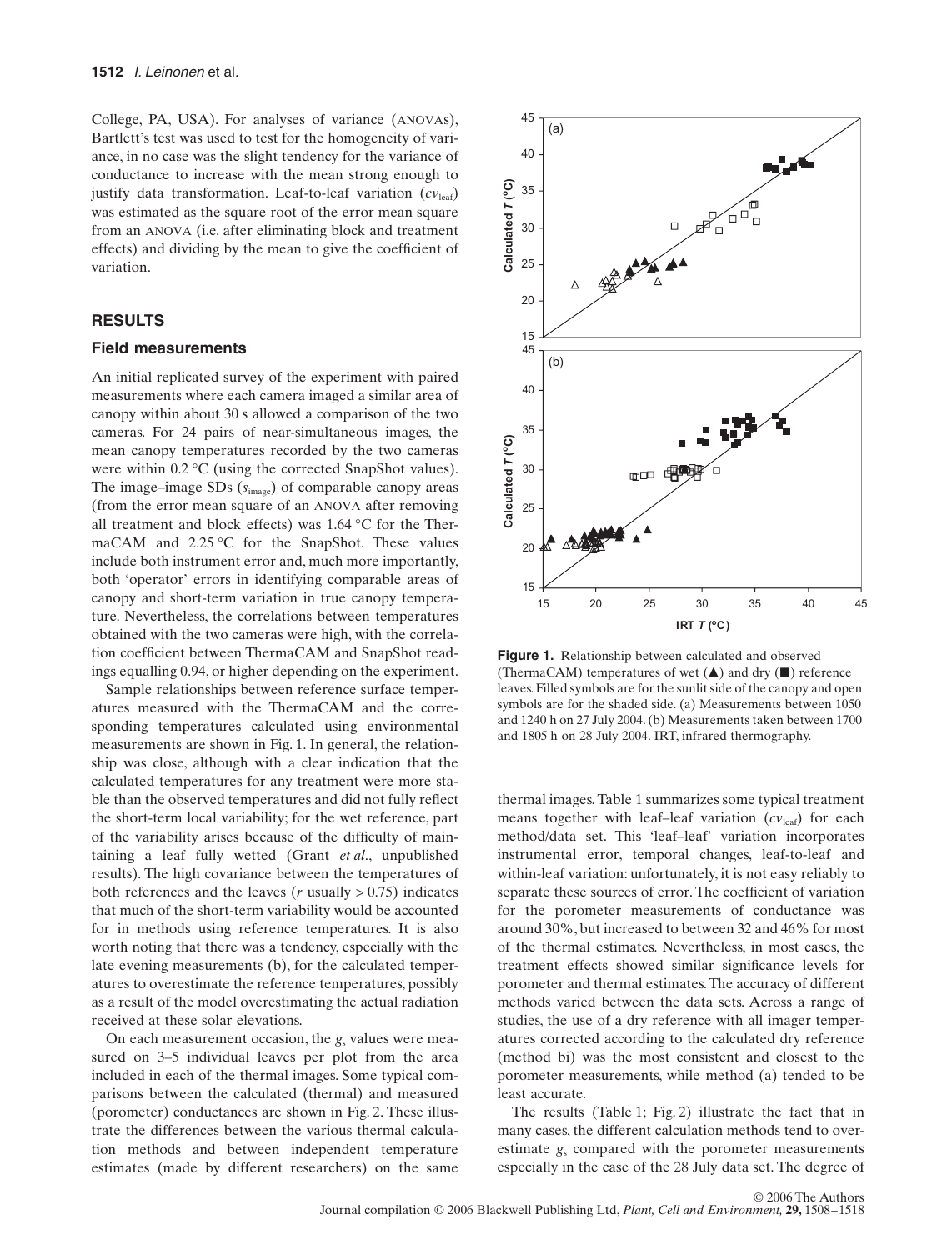College, PA, USA). For analyses of variance (ANOVAs), Bartlett's test was used to test for the homogeneity of variance, in no case was the slight tendency for the variance of conductance to increase with the mean strong enough to justify data transformation. Leaf-to-leaf variation ($cv_{leaf}$) was estimated as the square root of the error mean square from an ANOVA (i.e. after eliminating block and treatment effects) and dividing by the mean to give the coefficient of variation.

## RESULTS

### Field measurements

An initial replicated survey of the experiment with paired measurements where each camera imaged a similar area of canopy within about 30 s allowed a comparison of the two cameras. For 24 pairs of near-simultaneous images, the mean canopy temperatures recorded by the two cameras were within 0.2 °C (using the corrected SnapShot values). The image–image SDs ($s_{image}$) of comparable canopy areas (from the error mean square of an ANOVA after removing all treatment and block effects) was 1.64 °C for the ThermaCAM and 2.25 °C for the SnapShot. These values include both instrument error and, much more importantly, both 'operator' errors in identifying comparable areas of canopy and short-term variation in true canopy temperature. Nevertheless, the correlations between temperatures obtained with the two cameras were high, with the correlation coefficient between ThermaCAM and SnapShot readings equalling 0.94, or higher depending on the experiment.

Sample relationships between reference surface temperatures measured with the ThermaCAM and the corresponding temperatures calculated using environmental measurements are shown in Fig. 1. In general, the relationship was close, although with a clear indication that the calculated temperatures for any treatment were more stable than the observed temperatures and did not fully reflect the short-term local variability; for the wet reference, part of the variability arises because of the difficulty of maintaining a leaf fully wetted (Grant *et al*., unpublished results). The high covariance between the temperatures of both references and the leaves ($r$ usually > 0.75) indicates that much of the short-term variability would be accounted for in methods using reference temperatures. It is also worth noting that there was a tendency, especially with the late evening measurements (b), for the calculated temperatures to overestimate the reference temperatures, possibly as a result of the model overestimating the actual radiation received at these solar elevations.

On each measurement occasion, the $g_s$ values were measured on 3–5 individual leaves per plot from the area included in each of the thermal images. Some typical comparisons between the calculated (thermal) and measured (porometer) conductances are shown in Fig. 2. These illustrate the differences between the various thermal calculation methods and between independent temperature estimates (made by different researchers) on the same thermal images. Table 1 summarizes some typical treatment means together with leaf–leaf variation ($cv_{leaf}$) for each method/data set. This 'leaf–leaf' variation incorporates instrumental error, temporal changes, leaf-to-leaf and within-leaf variation: unfortunately, it is not easy reliably to separate these sources of error. The coefficient of variation for the porometer measurements of conductance was around 30%, but increased to between 32 and 46% for most of the thermal estimates. Nevertheless, in most cases, the treatment effects showed similar significance levels for porometer and thermal estimates. The accuracy of different methods varied between the data sets. Across a range of studies, the use of a dry reference with all imager temperatures corrected according to the calculated dry reference (method bi) was the most consistent and closest to the porometer measurements, while method (a) tended to be least accurate.

The results (Table 1; Fig. 2) illustrate the fact that in many cases, the different calculation methods tend to overestimate $g_s$ compared with the porometer measurements especially in the case of the 28 July data set. The degree of

**Figure 1.** Relationship between calculated and observed (ThermaCAM) temperatures of wet (▲) and dry (■) reference leaves. Filled symbols are for the sunlit side of the canopy and open symbols are for the shaded side. (a) Measurements between 1050 and 1240 h on 27 July 2004. (b) Measurements taken between 1700 and 1805 h on 28 July 2004. IRT, infrared thermography.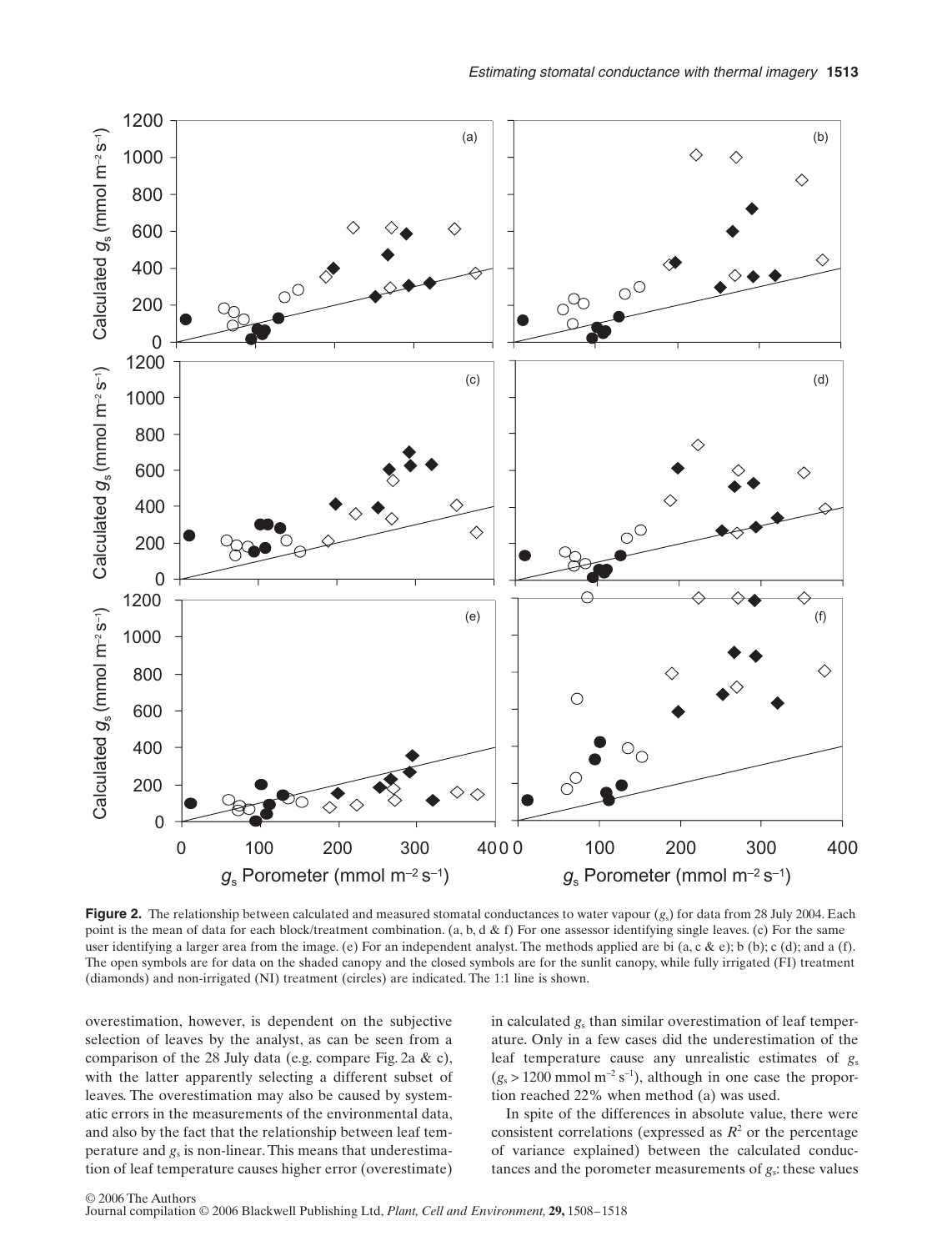**Figure 2.** The relationship between calculated and measured stomatal conductances to water vapour ($g_s$) for data from 28 July 2004. Each point is the mean of data for each block/treatment combination. (a, b, d & f) For one assessor identifying single leaves. (c) For the same user identifying a larger area from the image. (e) For an independent analyst. The methods applied are bi (a, c & e); b (b); c (d); and a (f). The open symbols are for data on the shaded canopy and the closed symbols are for the sunlit canopy, while fully irrigated (FI) treatment (diamonds) and non-irrigated (NI) treatment (circles) are indicated. The 1:1 line is shown.

overestimation, however, is dependent on the subjective selection of leaves by the analyst, as can be seen from a comparison of the 28 July data (e.g. compare Fig. 2a & c), with the latter apparently selecting a different subset of leaves. The overestimation may also be caused by systematic errors in the measurements of the environmental data, and also by the fact that the relationship between leaf temperature and $g_s$ is non-linear. This means that underestimation of leaf temperature causes higher error (overestimate) in calculated $g_s$ than similar overestimation of leaf temperature. Only in a few cases did the underestimation of the leaf temperature cause any unrealistic estimates of $g_s$ ($g_s > 1200$ mmol m$^{-2}$ s$^{-1}$), although in one case the proportion reached 22% when method (a) was used.

In spite of the differences in absolute value, there were consistent correlations (expressed as $R^2$ or the percentage of variance explained) between the calculated conductances and the porometer measurements of $g_s$: these values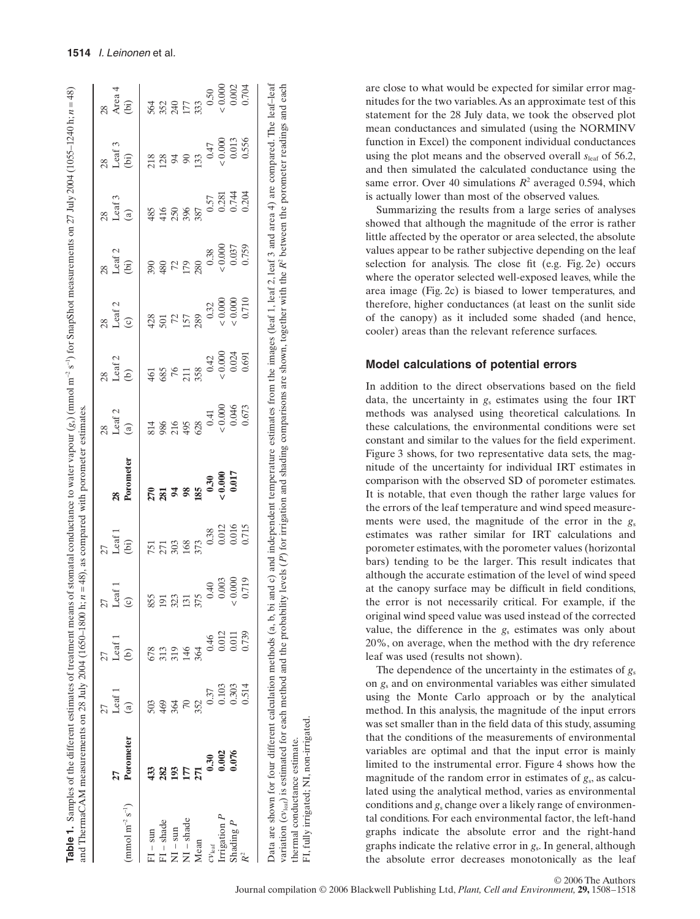**Table 1.** Samples of the different estimates of treatment means of stomatal conductance to water vapour ($g_s$) (mmol m$^{-2}$ s$^{-1}$) for SnapShot measurements on 27 July 2004 (1055–1240 h; $n$ = 48) and ThermaCAM measurements on 28 July 2004 (1650–1800 h; $n$ = 48), as compared with porometer estimates.

| (mmol m$^{-2}$ s$^{-1}$) | 27 Porometer | 27 Leaf 1 (a) | 27 Leaf 1 (b) | 27 Leaf 1 (c) | 27 Leaf 1 (bi) | 28 Porometer | 28 Leaf 2 (a) | 28 Leaf 2 (b) | 28 Leaf 2 (c) | 28 Leaf 2 (bi) | 28 Leaf 3 (a) | 28 Leaf 3 (bi) | 28 Area 4 (bi) |
|---|---|---|---|---|---|---|---|---|---|---|---|---|---|
| FI – sun | **433** | 503 | 678 | 855 | 751 | **270** | 814 | 461 | 428 | 390 | 485 | 218 | 564 |
| FI – shade | **282** | 469 | 313 | 191 | 271 | **281** | 986 | 685 | 501 | 480 | 416 | 128 | 352 |
| NI – sun | **193** | 364 | 319 | 323 | 303 | **94** | 216 | 76 | 72 | 72 | 250 | 94 | 240 |
| NI – shade | **177** | 70 | 146 | 131 | 168 | **98** | 495 | 211 | 157 | 179 | 396 | 90 | 177 |
| Mean | **271** | 352 | 364 | 375 | 373 | **185** | 628 | 358 | 289 | 280 | 387 | 133 | 333 |
| $cv_{leaf}$ | **0.30** | 0.37 | 0.46 | 0.40 | 0.38 | **0.30** | 0.41 | 0.42 | 0.32 | 0.38 | 0.57 | 0.47 | 0.50 |
| Irrigation $P$ | **0.002** | 0.103 | 0.012 | 0.003 | 0.012 | **< 0.000** | < 0.000 | < 0.000 | < 0.000 | < 0.000 | 0.281 | < 0.000 | < 0.000 |
| Shading $P$ | **0.076** | 0.303 | 0.011 | < 0.000 | 0.016 | **0.017** | 0.046 | 0.024 | < 0.000 | 0.037 | 0.744 | 0.013 | 0.002 |
| $R^2$ | | 0.514 | 0.739 | 0.719 | 0.715 | | 0.673 | 0.691 | 0.710 | 0.759 | 0.204 | 0.556 | 0.704 |

Data are shown for four different calculation methods (a, b, bi and c) and independent temperature estimates from the images (leaf 1, leaf 2, leaf 3 and area 4) are compared. The leaf–leaf variation ($cv_{leaf}$) is estimated for each method and the probability levels ($P$) for irrigation and shading comparisons are shown, together with the $R^2$ between the porometer readings and each thermal conductance estimate.

FI, fully irrigated; NI, non-irrigated.

are close to what would be expected for similar error magnitudes for the two variables. As an approximate test of this statement for the 28 July data, we took the observed plot mean conductances and simulated (using the NORMINV function in Excel) the component individual conductances using the plot means and the observed overall $s_{leaf}$ of 56.2, and then simulated the calculated conductance using the same error. Over 40 simulations $R^2$ averaged 0.594, which is actually lower than most of the observed values.

Summarizing the results from a large series of analyses showed that although the magnitude of the error is rather little affected by the operator or area selected, the absolute values appear to be rather subjective depending on the leaf selection for analysis. The close fit (e.g. Fig. 2e) occurs where the operator selected well-exposed leaves, while the area image (Fig. 2c) is biased to lower temperatures, and therefore, higher conductances (at least on the sunlit side of the canopy) as it included some shaded (and hence, cooler) areas than the relevant reference surfaces.

## Model calculations of potential errors

In addition to the direct observations based on the field data, the uncertainty in $g_s$ estimates using the four IRT methods was analysed using theoretical calculations. In these calculations, the environmental conditions were set constant and similar to the values for the field experiment. Figure 3 shows, for two representative data sets, the magnitude of the uncertainty for individual IRT estimates in comparison with the observed SD of porometer estimates. It is notable, that even though the rather large values for the errors of the leaf temperature and wind speed measurements were used, the magnitude of the error in the $g_s$ estimates was rather similar for IRT calculations and porometer estimates, with the porometer values (horizontal bars) tending to be the larger. This result indicates that although the accurate estimation of the level of wind speed at the canopy surface may be difficult in field conditions, the error is not necessarily critical. For example, if the original wind speed value was used instead of the corrected value, the difference in the $g_s$ estimates was only about 20%, on average, when the method with the dry reference leaf was used (results not shown).

The dependence of the uncertainty in the estimates of $g_s$ on $g_s$ and on environmental variables was either simulated using the Monte Carlo approach or by the analytical method. In this analysis, the magnitude of the input errors was set smaller than in the field data of this study, assuming that the conditions of the measurements of environmental variables are optimal and that the input error is mainly limited to the instrumental error. Figure 4 shows how the magnitude of the random error in estimates of $g_s$, as calculated using the analytical method, varies as environmental conditions and $g_s$ change over a likely range of environmental conditions. For each environmental factor, the left-hand graphs indicate the absolute error and the right-hand graphs indicate the relative error in $g_s$. In general, although the absolute error decreases monotonically as the leaf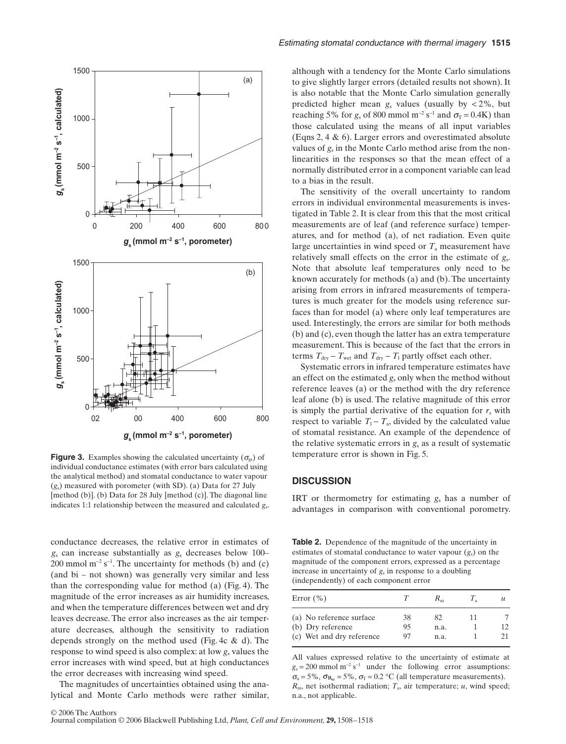**Figure 3.** Examples showing the calculated uncertainty ($\sigma_{gs}$) of individual conductance estimates (with error bars calculated using the analytical method) and stomatal conductance to water vapour ($g_s$) measured with porometer (with SD). (a) Data for 27 July [method (b)]. (b) Data for 28 July [method (c)]. The diagonal line indicates 1:1 relationship between the measured and calculated $g_s$.

conductance decreases, the relative error in estimates of $g_s$ can increase substantially as $g_s$ decreases below 100–200 mmol m$^{-2}$ s$^{-1}$. The uncertainty for methods (b) and (c) (and bi – not shown) was generally very similar and less than the corresponding value for method (a) (Fig. 4). The magnitude of the error increases as air humidity increases, and when the temperature differences between wet and dry leaves decrease. The error also increases as the air temperature decreases, although the sensitivity to radiation depends strongly on the method used (Fig. 4c & d). The response to wind speed is also complex: at low $g_s$ values the error increases with wind speed, but at high conductances the error decreases with increasing wind speed.

The magnitudes of uncertainties obtained using the analytical and Monte Carlo methods were rather similar, although with a tendency for the Monte Carlo simulations to give slightly larger errors (detailed results not shown). It is also notable that the Monte Carlo simulation generally predicted higher mean $g_s$ values (usually by < 2%, but reaching 5% for $g_s$ of 800 mmol m$^{-2}$ s$^{-1}$ and $\sigma_T = 0.4$K) than those calculated using the means of all input variables (Eqns 2, 4 & 6). Larger errors and overestimated absolute values of $g_s$ in the Monte Carlo method arise from the non-linearities in the responses so that the mean effect of a normally distributed error in a component variable can lead to a bias in the result.

The sensitivity of the overall uncertainty to random errors in individual environmental measurements is investigated in Table 2. It is clear from this that the most critical measurements are of leaf (and reference surface) temperatures, and for method (a), of net radiation. Even quite large uncertainties in wind speed or $T_a$ measurement have relatively small effects on the error in the estimate of $g_s$. Note that absolute leaf temperatures only need to be known accurately for methods (a) and (b). The uncertainty arising from errors in infrared measurements of temperatures is much greater for the models using reference surfaces than for model (a) where only leaf temperatures are used. Interestingly, the errors are similar for both methods (b) and (c), even though the latter has an extra temperature measurement. This is because of the fact that the errors in terms $T_{dry} - T_{wet}$ and $T_{dry} - T_l$ partly offset each other.

Systematic errors in infrared temperature estimates have an effect on the estimated $g_s$ only when the method without reference leaves (a) or the method with the dry reference leaf alone (b) is used. The relative magnitude of this error is simply the partial derivative of the equation for $r_s$ with respect to variable $T_l - T_a$, divided by the calculated value of stomatal resistance. An example of the dependence of the relative systematic errors in $g_s$ as a result of systematic temperature error is shown in Fig. 5.

## DISCUSSION

IRT or thermometry for estimating $g_s$ has a number of advantages in comparison with conventional porometry.

**Table 2.** Dependence of the magnitude of the uncertainty in estimates of stomatal conductance to water vapour ($g_s$) on the magnitude of the component errors, expressed as a percentage increase in uncertainty of $g_s$ in response to a doubling (independently) of each component error

| Error (%) | $T$ | $R_{ni}$ | $T_a$ | $u$ |
|---|---|---|---|---|
| (a) No reference surface | 38 | 82 | 11 | 7 |
| (b) Dry reference | 95 | n.a. | 1 | 12 |
| (c) Wet and dry reference | 97 | n.a. | 1 | 21 |

All values expressed relative to the uncertainty of estimate at $g_s = 200$ mmol m$^{-2}$ s$^{-1}$ under the following error assumptions: $\sigma_u = 5\%$, $\sigma_{R_{ni}} = 5\%$, $\sigma_T = 0.2$ °C (all temperature measurements). $R_{ni}$, net isothermal radiation; $T_a$, air temperature; $u$, wind speed; n.a., not applicable.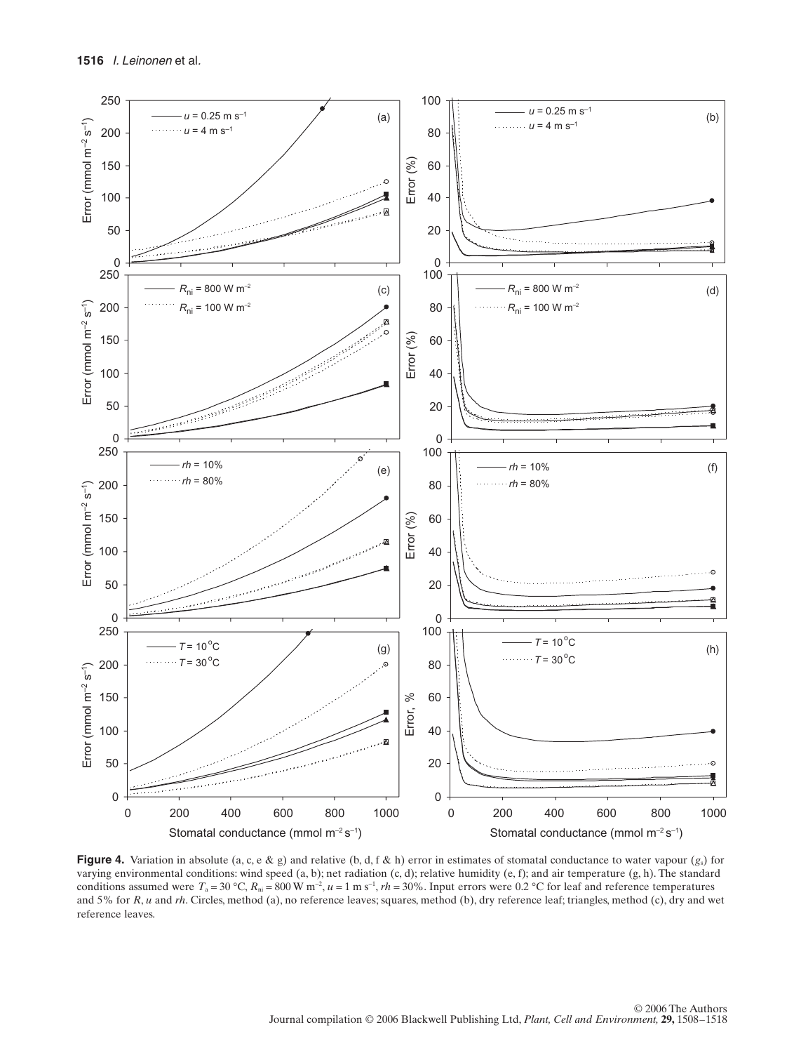**Figure 4.** Variation in absolute (a, c, e & g) and relative (b, d, f & h) error in estimates of stomatal conductance to water vapour ($g_s$) for varying environmental conditions: wind speed (a, b); net radiation (c, d); relative humidity (e, f); and air temperature (g, h). The standard conditions assumed were $T_a = 30$ °C, $R_{ni} = 800$ W m$^{-2}$, $u = 1$ m s$^{-1}$, $rh = 30\%$. Input errors were 0.2 °C for leaf and reference temperatures and 5% for $R$, $u$ and $rh$. Circles, method (a), no reference leaves; squares, method (b), dry reference leaf; triangles, method (c), dry and wet reference leaves.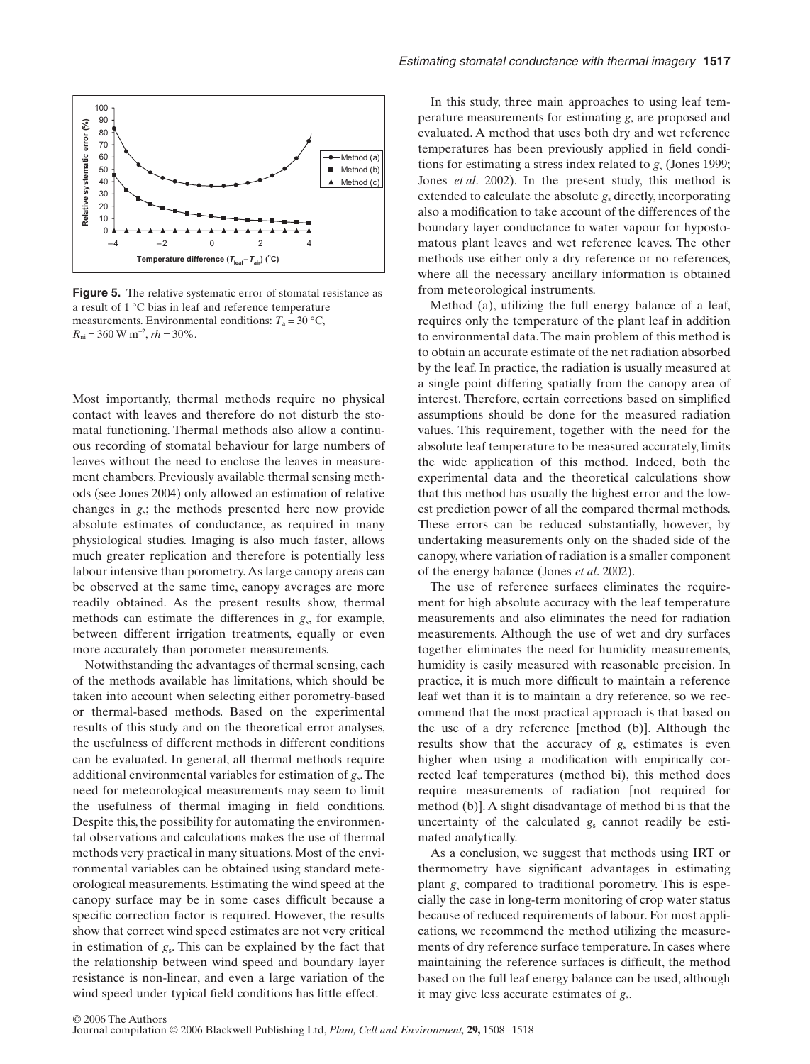**Figure 5.** The relative systematic error of stomatal resistance as a result of 1 °C bias in leaf and reference temperature measurements. Environmental conditions: $T_a = 30$ °C, $R_{ni} = 360$ W m$^{-2}$, $rh = 30\%$.

Most importantly, thermal methods require no physical contact with leaves and therefore do not disturb the stomatal functioning. Thermal methods also allow a continuous recording of stomatal behaviour for large numbers of leaves without the need to enclose the leaves in measurement chambers. Previously available thermal sensing methods (see Jones 2004) only allowed an estimation of relative changes in $g_s$; the methods presented here now provide absolute estimates of conductance, as required in many physiological studies. Imaging is also much faster, allows much greater replication and therefore is potentially less labour intensive than porometry. As large canopy areas can be observed at the same time, canopy averages are more readily obtained. As the present results show, thermal methods can estimate the differences in $g_s$, for example, between different irrigation treatments, equally or even more accurately than porometer measurements.

Notwithstanding the advantages of thermal sensing, each of the methods available has limitations, which should be taken into account when selecting either porometry-based or thermal-based methods. Based on the experimental results of this study and on the theoretical error analyses, the usefulness of different methods in different conditions can be evaluated. In general, all thermal methods require additional environmental variables for estimation of $g_s$. The need for meteorological measurements may seem to limit the usefulness of thermal imaging in field conditions. Despite this, the possibility for automating the environmental observations and calculations makes the use of thermal methods very practical in many situations. Most of the environmental variables can be obtained using standard meteorological measurements. Estimating the wind speed at the canopy surface may be in some cases difficult because a specific correction factor is required. However, the results show that correct wind speed estimates are not very critical in estimation of $g_s$. This can be explained by the fact that the relationship between wind speed and boundary layer resistance is non-linear, and even a large variation of the wind speed under typical field conditions has little effect.

In this study, three main approaches to using leaf temperature measurements for estimating $g_s$ are proposed and evaluated. A method that uses both dry and wet reference temperatures has been previously applied in field conditions for estimating a stress index related to $g_s$ (Jones 1999; Jones *et al*. 2002). In the present study, this method is extended to calculate the absolute $g_s$ directly, incorporating also a modification to take account of the differences of the boundary layer conductance to water vapour for hypostomatous plant leaves and wet reference leaves. The other methods use either only a dry reference or no references, where all the necessary ancillary information is obtained from meteorological instruments.

Method (a), utilizing the full energy balance of a leaf, requires only the temperature of the plant leaf in addition to environmental data. The main problem of this method is to obtain an accurate estimate of the net radiation absorbed by the leaf. In practice, the radiation is usually measured at a single point differing spatially from the canopy area of interest. Therefore, certain corrections based on simplified assumptions should be done for the measured radiation values. This requirement, together with the need for the absolute leaf temperature to be measured accurately, limits the wide application of this method. Indeed, both the experimental data and the theoretical calculations show that this method has usually the highest error and the lowest prediction power of all the compared thermal methods. These errors can be reduced substantially, however, by undertaking measurements only on the shaded side of the canopy, where variation of radiation is a smaller component of the energy balance (Jones *et al*. 2002).

The use of reference surfaces eliminates the requirement for high absolute accuracy with the leaf temperature measurements and also eliminates the need for radiation measurements. Although the use of wet and dry surfaces together eliminates the need for humidity measurements, humidity is easily measured with reasonable precision. In practice, it is much more difficult to maintain a reference leaf wet than it is to maintain a dry reference, so we recommend that the most practical approach is that based on the use of a dry reference [method (b)]. Although the results show that the accuracy of $g_s$ estimates is even higher when using a modification with empirically corrected leaf temperatures (method bi), this method does require measurements of radiation [not required for method (b)]. A slight disadvantage of method bi is that the uncertainty of the calculated $g_s$ cannot readily be estimated analytically.

As a conclusion, we suggest that methods using IRT or thermometry have significant advantages in estimating plant $g_s$ compared to traditional porometry. This is especially the case in long-term monitoring of crop water status because of reduced requirements of labour. For most applications, we recommend the method utilizing the measurements of dry reference surface temperature. In cases where maintaining the reference surfaces is difficult, the method based on the full leaf energy balance can be used, although it may give less accurate estimates of $g_s$.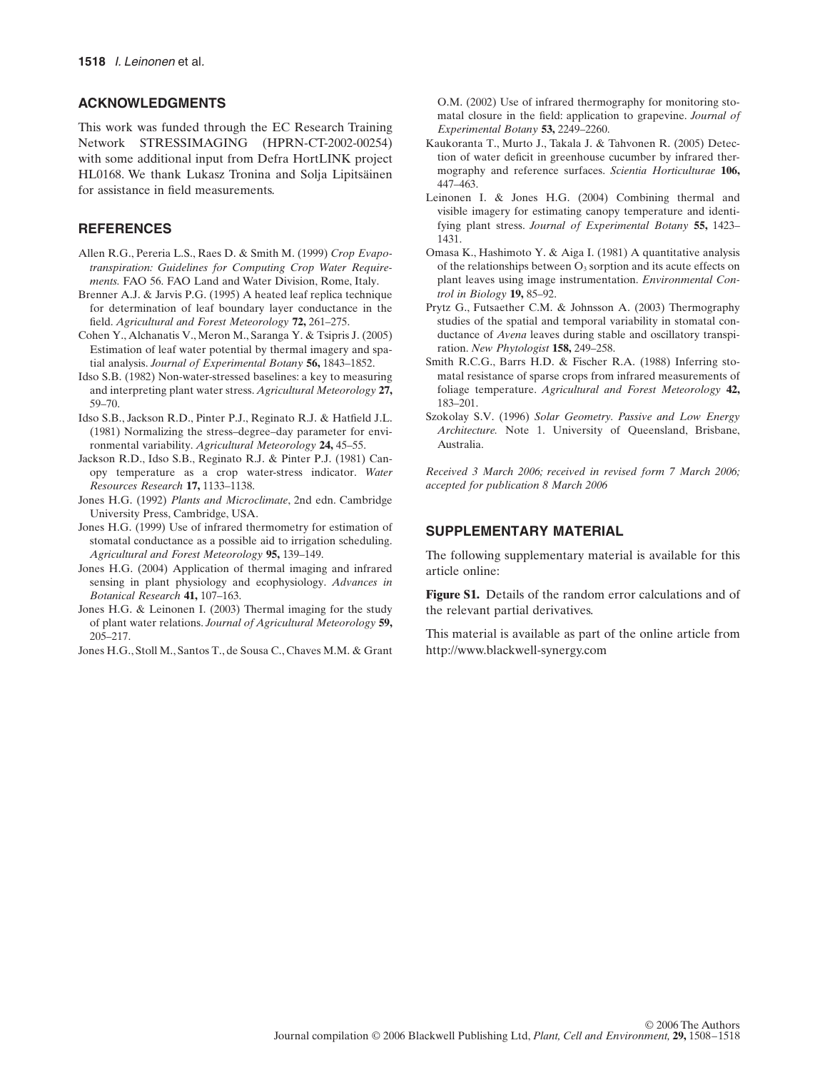## ACKNOWLEDGMENTS

This work was funded through the EC Research Training Network STRESSIMAGING (HPRN-CT-2002-00254) with some additional input from Defra HortLINK project HL0168. We thank Lukasz Tronina and Solja Lipitsäinen for assistance in field measurements.

## REFERENCES

Allen R.G., Pereria L.S., Raes D. & Smith M. (1999) *Crop Evapotranspiration: Guidelines for Computing Crop Water Requirements.* FAO 56. FAO Land and Water Division, Rome, Italy.

Brenner A.J. & Jarvis P.G. (1995) A heated leaf replica technique for determination of leaf boundary layer conductance in the field. *Agricultural and Forest Meteorology* **72,** 261–275.

Cohen Y., Alchanatis V., Meron M., Saranga Y. & Tsipris J. (2005) Estimation of leaf water potential by thermal imagery and spatial analysis. *Journal of Experimental Botany* **56,** 1843–1852.

Idso S.B. (1982) Non-water-stressed baselines: a key to measuring and interpreting plant water stress. *Agricultural Meteorology* **27,** 59–70.

Idso S.B., Jackson R.D., Pinter P.J., Reginato R.J. & Hatfield J.L. (1981) Normalizing the stress–degree–day parameter for environmental variability. *Agricultural Meteorology* **24,** 45–55.

Jackson R.D., Idso S.B., Reginato R.J. & Pinter P.J. (1981) Canopy temperature as a crop water-stress indicator. *Water Resources Research* **17,** 1133–1138.

Jones H.G. (1992) *Plants and Microclimate*, 2nd edn. Cambridge University Press, Cambridge, USA.

Jones H.G. (1999) Use of infrared thermometry for estimation of stomatal conductance as a possible aid to irrigation scheduling. *Agricultural and Forest Meteorology* **95,** 139–149.

Jones H.G. (2004) Application of thermal imaging and infrared sensing in plant physiology and ecophysiology. *Advances in Botanical Research* **41,** 107–163.

Jones H.G. & Leinonen I. (2003) Thermal imaging for the study of plant water relations. *Journal of Agricultural Meteorology* **59,** 205–217.

Jones H.G., Stoll M., Santos T., de Sousa C., Chaves M.M. & Grant O.M. (2002) Use of infrared thermography for monitoring stomatal closure in the field: application to grapevine. *Journal of Experimental Botany* **53,** 2249–2260.

Kaukoranta T., Murto J., Takala J. & Tahvonen R. (2005) Detection of water deficit in greenhouse cucumber by infrared thermography and reference surfaces. *Scientia Horticulturae* **106,** 447–463.

Leinonen I. & Jones H.G. (2004) Combining thermal and visible imagery for estimating canopy temperature and identifying plant stress. *Journal of Experimental Botany* **55,** 1423–1431.

Omasa K., Hashimoto Y. & Aiga I. (1981) A quantitative analysis of the relationships between $O_3$ sorption and its acute effects on plant leaves using image instrumentation. *Environmental Control in Biology* **19,** 85–92.

Prytz G., Futsaether C.M. & Johnsson A. (2003) Thermography studies of the spatial and temporal variability in stomatal conductance of *Avena* leaves during stable and oscillatory transpiration. *New Phytologist* **158,** 249–258.

Smith R.C.G., Barrs H.D. & Fischer R.A. (1988) Inferring stomatal resistance of sparse crops from infrared measurements of foliage temperature. *Agricultural and Forest Meteorology* **42,** 183–201.

Szokolay S.V. (1996) *Solar Geometry. Passive and Low Energy Architecture.* Note 1. University of Queensland, Brisbane, Australia.

*Received 3 March 2006; received in revised form 7 March 2006; accepted for publication 8 March 2006*

## SUPPLEMENTARY MATERIAL

The following supplementary material is available for this article online:

**Figure S1.** Details of the random error calculations and of the relevant partial derivatives.

This material is available as part of the online article from http://www.blackwell-synergy.com